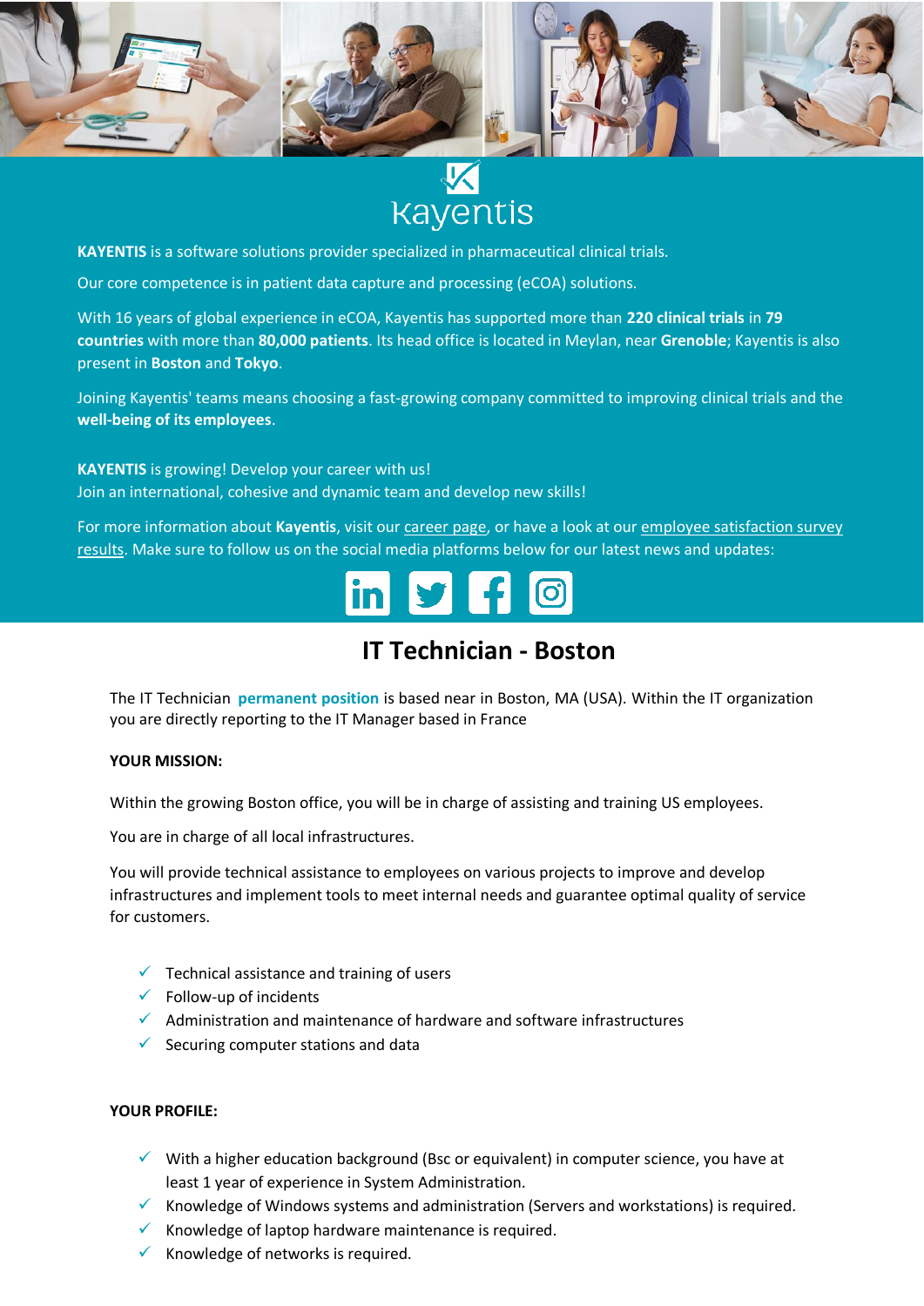# Kayentis

**KAYENTIS** is a software solutions provider specialized in pharmaceutical clinical trials.

Our core competence is in patient data capture and processing (eCOA) solutions.

With 16 years of global experience in eCOA, Kayentis has supported more than **220 clinical trials** in **79 countries** with more than **80,000 patients**. Its head office is located in Meylan, near **Grenoble**; Kayentis is also present in **Boston** and **Tokyo**.

Joining Kayentis' teams means choosing a fast-growing company committed to improving clinical trials and the **well-being of its employees**.

**KAYENTIS** is growing! Develop your career with us!
Join an international, cohesive and dynamic team and develop new skills!

For more information about **Kayentis**, visit our career page, or have a look at our employee satisfaction survey results. Make sure to follow us on the social media platforms below for our latest news and updates:

## IT Technician - Boston

The IT Technician **permanent position** is based near in Boston, MA (USA). Within the IT organization you are directly reporting to the IT Manager based in France

**YOUR MISSION:**

Within the growing Boston office, you will be in charge of assisting and training US employees.

You are in charge of all local infrastructures.

You will provide technical assistance to employees on various projects to improve and develop infrastructures and implement tools to meet internal needs and guarantee optimal quality of service for customers.

- Technical assistance and training of users
- Follow-up of incidents
- Administration and maintenance of hardware and software infrastructures
- Securing computer stations and data

**YOUR PROFILE:**

- With a higher education background (Bsc or equivalent) in computer science, you have at least 1 year of experience in System Administration.
- Knowledge of Windows systems and administration (Servers and workstations) is required.
- Knowledge of laptop hardware maintenance is required.
- Knowledge of networks is required.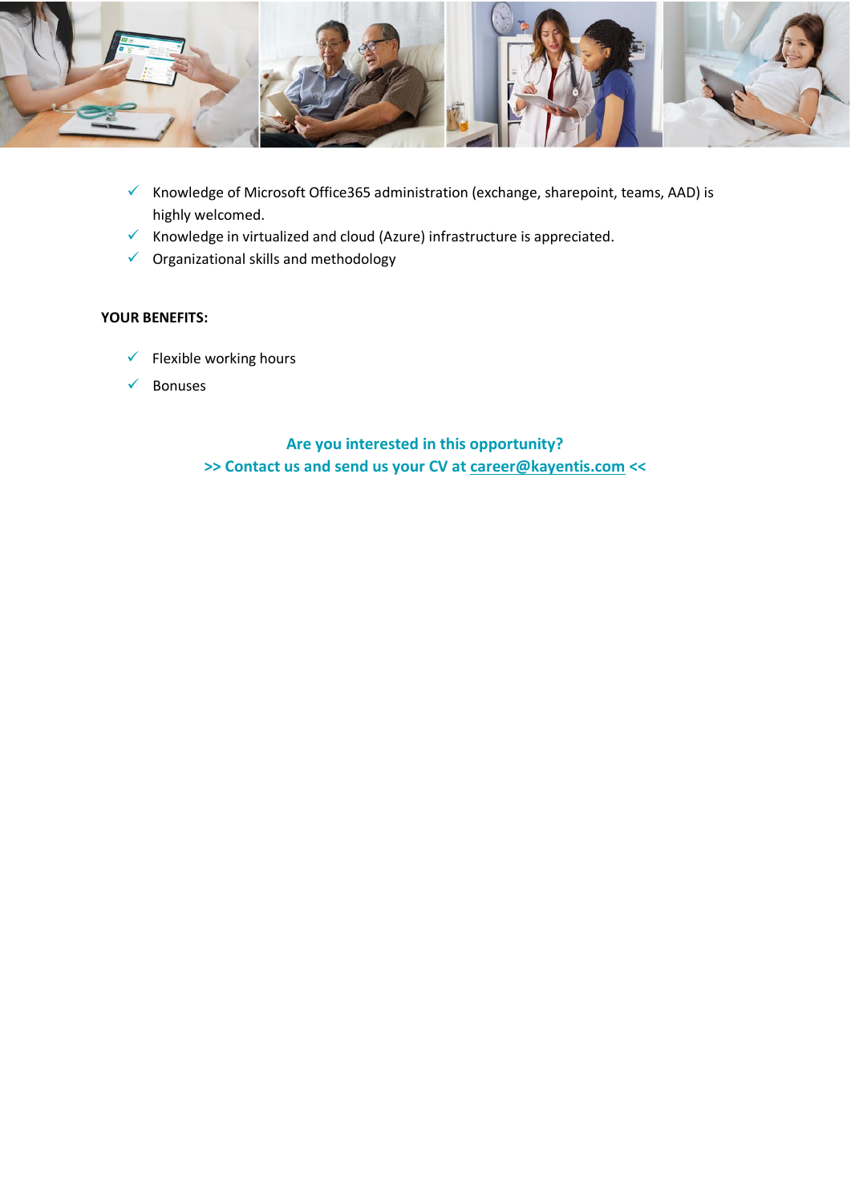- ✓ Knowledge of Microsoft Office365 administration (exchange, sharepoint, teams, AAD) is highly welcomed.
- ✓ Knowledge in virtualized and cloud (Azure) infrastructure is appreciated.
- ✓ Organizational skills and methodology

**YOUR BENEFITS:**

- ✓ Flexible working hours
- ✓ Bonuses

**Are you interested in this opportunity?**
**>> Contact us and send us your CV at career@kayentis.com <<**